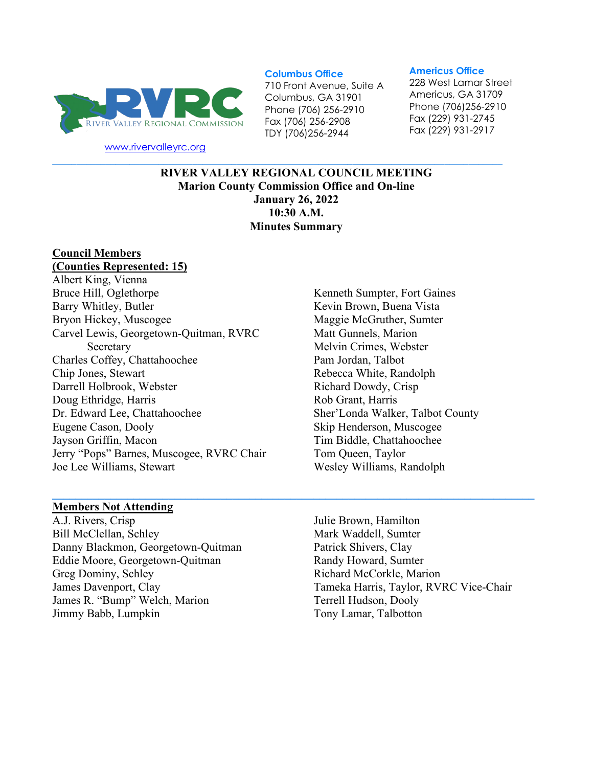RIVER VALLEY REGIONAL COMMISSION

www.rivervalleyrc.org

**Columbus Office**
710 Front Avenue, Suite A
Columbus, GA 31901
Phone (706) 256-2910
Fax (706) 256-2908
TDY (706)256-2944

**Americus Office**
228 West Lamar Street
Americus, GA 31709
Phone (706)256-2910
Fax (229) 931-2745
Fax (229) 931-2917

---

# RIVER VALLEY REGIONAL COUNCIL MEETING
## Marion County Commission Office and On-line
## January 26, 2022
## 10:30 A.M.
## Minutes Summary

**Council Members**
**(Counties Represented: 15)**

Albert King, Vienna
Bruce Hill, Oglethorpe
Barry Whitley, Butler
Bryon Hickey, Muscogee
Carvel Lewis, Georgetown-Quitman, RVRC Secretary
Charles Coffey, Chattahoochee
Chip Jones, Stewart
Darrell Holbrook, Webster
Doug Ethridge, Harris
Dr. Edward Lee, Chattahoochee
Eugene Cason, Dooly
Jayson Griffin, Macon
Jerry "Pops" Barnes, Muscogee, RVRC Chair
Joe Lee Williams, Stewart
Kenneth Sumpter, Fort Gaines
Kevin Brown, Buena Vista
Maggie McGruther, Sumter
Matt Gunnels, Marion
Melvin Crimes, Webster
Pam Jordan, Talbot
Rebecca White, Randolph
Richard Dowdy, Crisp
Rob Grant, Harris
Sher'Londa Walker, Talbot County
Skip Henderson, Muscogee
Tim Biddle, Chattahoochee
Tom Queen, Taylor
Wesley Williams, Randolph

---

**Members Not Attending**

A.J. Rivers, Crisp
Bill McClellan, Schley
Danny Blackmon, Georgetown-Quitman
Eddie Moore, Georgetown-Quitman
Greg Dominy, Schley
James Davenport, Clay
James R. "Bump" Welch, Marion
Jimmy Babb, Lumpkin
Julie Brown, Hamilton
Mark Waddell, Sumter
Patrick Shivers, Clay
Randy Howard, Sumter
Richard McCorkle, Marion
Tameka Harris, Taylor, RVRC Vice-Chair
Terrell Hudson, Dooly
Tony Lamar, Talbotton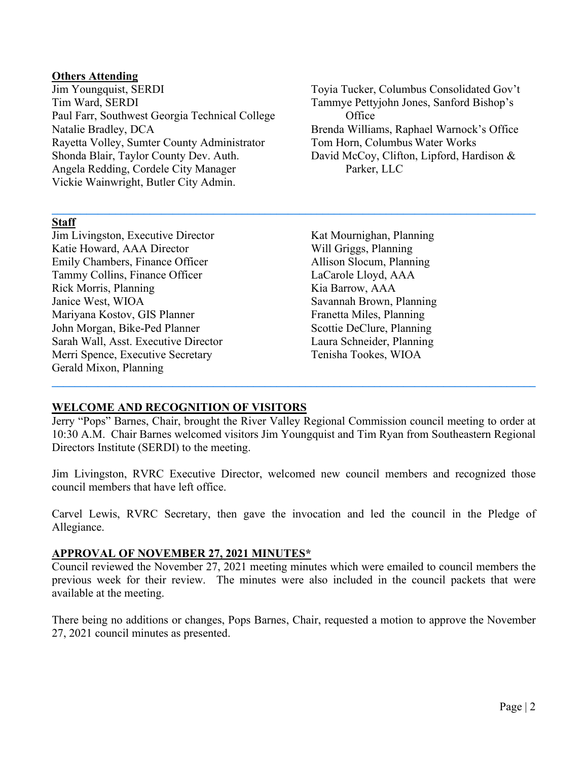**Others Attending**

Jim Youngquist, SERDI
Tim Ward, SERDI
Paul Farr, Southwest Georgia Technical College
Natalie Bradley, DCA
Rayetta Volley, Sumter County Administrator
Shonda Blair, Taylor County Dev. Auth.
Angela Redding, Cordele City Manager
Vickie Wainwright, Butler City Admin.
Toyia Tucker, Columbus Consolidated Gov't
Tammye Pettyjohn Jones, Sanford Bishop's Office
Brenda Williams, Raphael Warnock's Office
Tom Horn, Columbus Water Works
David McCoy, Clifton, Lipford, Hardison & Parker, LLC

---

**Staff**

Jim Livingston, Executive Director
Katie Howard, AAA Director
Emily Chambers, Finance Officer
Tammy Collins, Finance Officer
Rick Morris, Planning
Janice West, WIOA
Mariyana Kostov, GIS Planner
John Morgan, Bike-Ped Planner
Sarah Wall, Asst. Executive Director
Merri Spence, Executive Secretary
Gerald Mixon, Planning
Kat Mournighan, Planning
Will Griggs, Planning
Allison Slocum, Planning
LaCarole Lloyd, AAA
Kia Barrow, AAA
Savannah Brown, Planning
Franetta Miles, Planning
Scottie DeClure, Planning
Laura Schneider, Planning
Tenisha Tookes, WIOA

---

**WELCOME AND RECOGNITION OF VISITORS**

Jerry "Pops" Barnes, Chair, brought the River Valley Regional Commission council meeting to order at 10:30 A.M. Chair Barnes welcomed visitors Jim Youngquist and Tim Ryan from Southeastern Regional Directors Institute (SERDI) to the meeting.

Jim Livingston, RVRC Executive Director, welcomed new council members and recognized those council members that have left office.

Carvel Lewis, RVRC Secretary, then gave the invocation and led the council in the Pledge of Allegiance.

**APPROVAL OF NOVEMBER 27, 2021 MINUTES***

Council reviewed the November 27, 2021 meeting minutes which were emailed to council members the previous week for their review. The minutes were also included in the council packets that were available at the meeting.

There being no additions or changes, Pops Barnes, Chair, requested a motion to approve the November 27, 2021 council minutes as presented.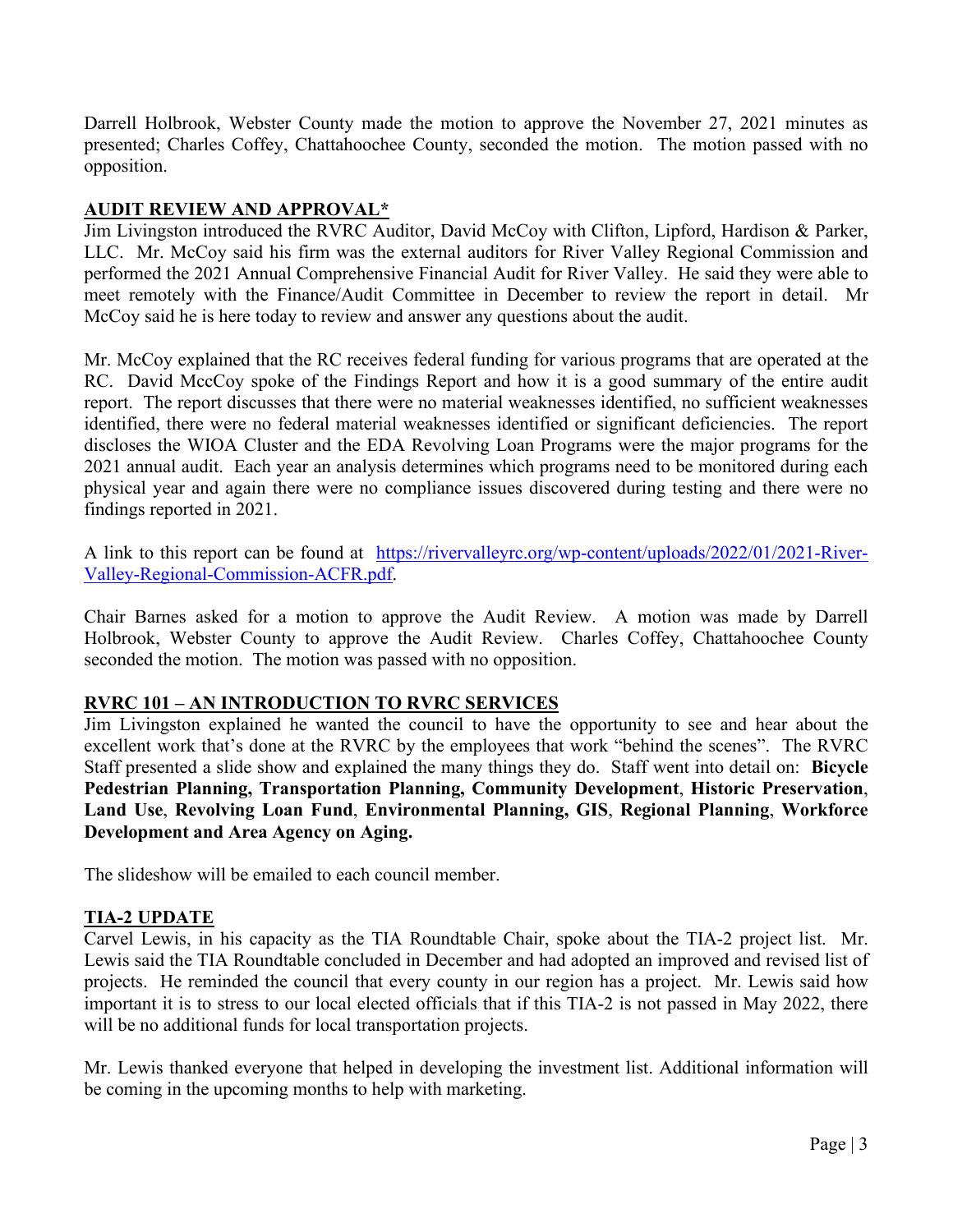Darrell Holbrook, Webster County made the motion to approve the November 27, 2021 minutes as presented; Charles Coffey, Chattahoochee County, seconded the motion. The motion passed with no opposition.

## AUDIT REVIEW AND APPROVAL*

Jim Livingston introduced the RVRC Auditor, David McCoy with Clifton, Lipford, Hardison & Parker, LLC. Mr. McCoy said his firm was the external auditors for River Valley Regional Commission and performed the 2021 Annual Comprehensive Financial Audit for River Valley. He said they were able to meet remotely with the Finance/Audit Committee in December to review the report in detail. Mr McCoy said he is here today to review and answer any questions about the audit.

Mr. McCoy explained that the RC receives federal funding for various programs that are operated at the RC. David MccCoy spoke of the Findings Report and how it is a good summary of the entire audit report. The report discusses that there were no material weaknesses identified, no sufficient weaknesses identified, there were no federal material weaknesses identified or significant deficiencies. The report discloses the WIOA Cluster and the EDA Revolving Loan Programs were the major programs for the 2021 annual audit. Each year an analysis determines which programs need to be monitored during each physical year and again there were no compliance issues discovered during testing and there were no findings reported in 2021.

A link to this report can be found at [https://rivervalleyrc.org/wp-content/uploads/2022/01/2021-River-Valley-Regional-Commission-ACFR.pdf](https://rivervalleyrc.org/wp-content/uploads/2022/01/2021-River-Valley-Regional-Commission-ACFR.pdf).

Chair Barnes asked for a motion to approve the Audit Review. A motion was made by Darrell Holbrook, Webster County to approve the Audit Review. Charles Coffey, Chattahoochee County seconded the motion. The motion was passed with no opposition.

## RVRC 101 – AN INTRODUCTION TO RVRC SERVICES

Jim Livingston explained he wanted the council to have the opportunity to see and hear about the excellent work that's done at the RVRC by the employees that work "behind the scenes". The RVRC Staff presented a slide show and explained the many things they do. Staff went into detail on: **Bicycle Pedestrian Planning, Transportation Planning, Community Development**, **Historic Preservation**, **Land Use**, **Revolving Loan Fund**, **Environmental Planning, GIS**, **Regional Planning**, **Workforce Development and Area Agency on Aging.**

The slideshow will be emailed to each council member.

## TIA-2 UPDATE

Carvel Lewis, in his capacity as the TIA Roundtable Chair, spoke about the TIA-2 project list. Mr. Lewis said the TIA Roundtable concluded in December and had adopted an improved and revised list of projects. He reminded the council that every county in our region has a project. Mr. Lewis said how important it is to stress to our local elected officials that if this TIA-2 is not passed in May 2022, there will be no additional funds for local transportation projects.

Mr. Lewis thanked everyone that helped in developing the investment list. Additional information will be coming in the upcoming months to help with marketing.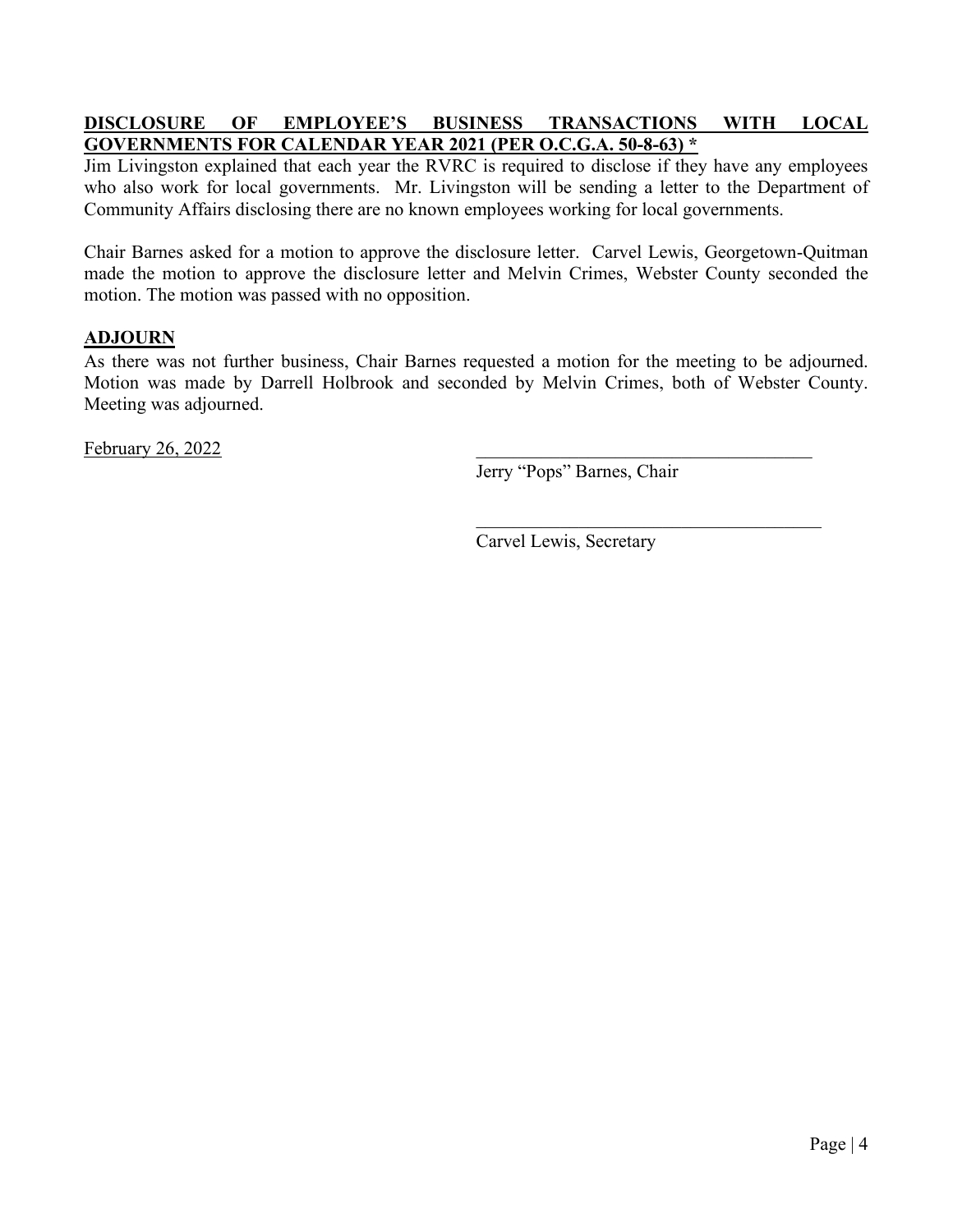**DISCLOSURE OF EMPLOYEE'S BUSINESS TRANSACTIONS WITH LOCAL GOVERNMENTS FOR CALENDAR YEAR 2021 (PER O.C.G.A. 50-8-63) ***

Jim Livingston explained that each year the RVRC is required to disclose if they have any employees who also work for local governments. Mr. Livingston will be sending a letter to the Department of Community Affairs disclosing there are no known employees working for local governments.

Chair Barnes asked for a motion to approve the disclosure letter. Carvel Lewis, Georgetown-Quitman made the motion to approve the disclosure letter and Melvin Crimes, Webster County seconded the motion. The motion was passed with no opposition.

**ADJOURN**

As there was not further business, Chair Barnes requested a motion for the meeting to be adjourned. Motion was made by Darrell Holbrook and seconded by Melvin Crimes, both of Webster County. Meeting was adjourned.

February 26, 2022

_______________________________________
Jerry "Pops" Barnes, Chair

_______________________________________
Carvel Lewis, Secretary